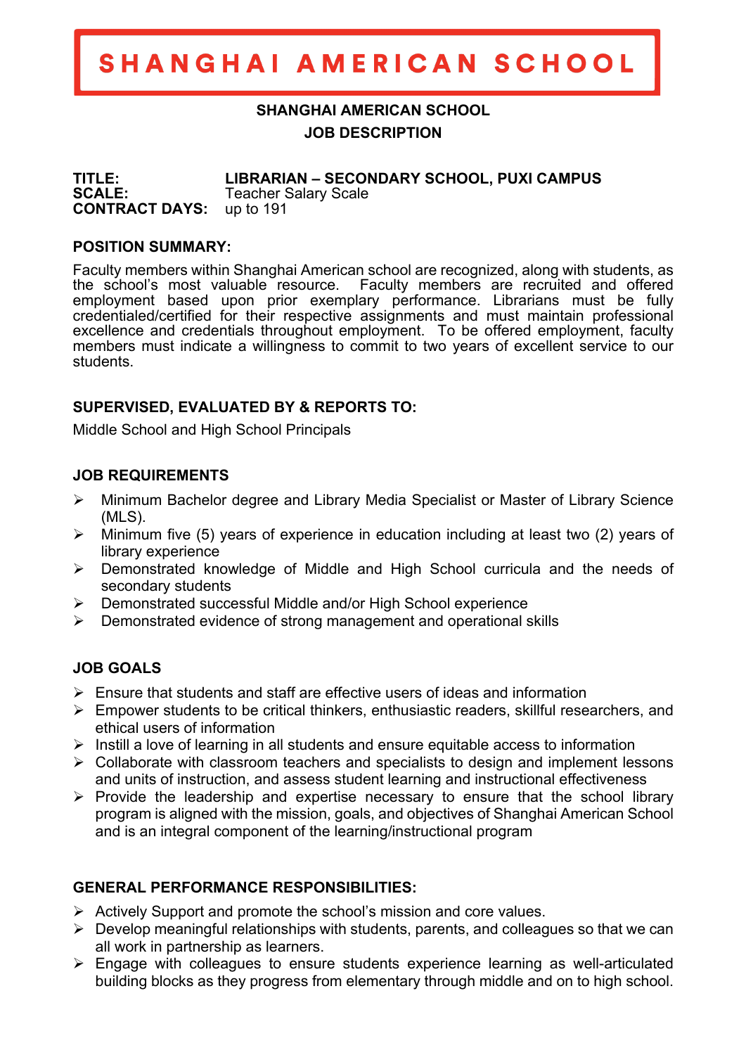# SHANGHAI AMERICAN SCHOOL

**SHANGHAI AMERICAN SCHOOL**

**JOB DESCRIPTION**

**TITLE:** **LIBRARIAN – SECONDARY SCHOOL, PUXI CAMPUS**
**SCALE:** Teacher Salary Scale
**CONTRACT DAYS:** up to 191

## POSITION SUMMARY:

Faculty members within Shanghai American school are recognized, along with students, as the school's most valuable resource. Faculty members are recruited and offered employment based upon prior exemplary performance. Librarians must be fully credentialed/certified for their respective assignments and must maintain professional excellence and credentials throughout employment. To be offered employment, faculty members must indicate a willingness to commit to two years of excellent service to our students.

## SUPERVISED, EVALUATED BY & REPORTS TO:

Middle School and High School Principals

## JOB REQUIREMENTS

- Minimum Bachelor degree and Library Media Specialist or Master of Library Science (MLS).
- Minimum five (5) years of experience in education including at least two (2) years of library experience
- Demonstrated knowledge of Middle and High School curricula and the needs of secondary students
- Demonstrated successful Middle and/or High School experience
- Demonstrated evidence of strong management and operational skills

## JOB GOALS

- Ensure that students and staff are effective users of ideas and information
- Empower students to be critical thinkers, enthusiastic readers, skillful researchers, and ethical users of information
- Instill a love of learning in all students and ensure equitable access to information
- Collaborate with classroom teachers and specialists to design and implement lessons and units of instruction, and assess student learning and instructional effectiveness
- Provide the leadership and expertise necessary to ensure that the school library program is aligned with the mission, goals, and objectives of Shanghai American School and is an integral component of the learning/instructional program

## GENERAL PERFORMANCE RESPONSIBILITIES:

- Actively Support and promote the school's mission and core values.
- Develop meaningful relationships with students, parents, and colleagues so that we can all work in partnership as learners.
- Engage with colleagues to ensure students experience learning as well-articulated building blocks as they progress from elementary through middle and on to high school.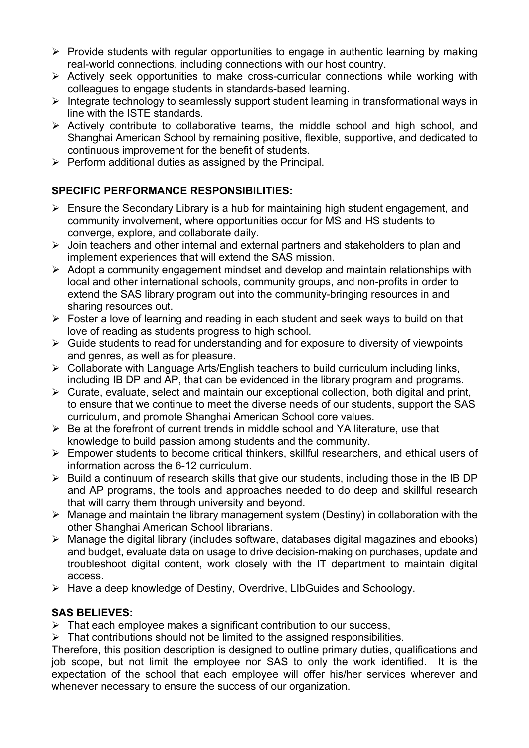- Provide students with regular opportunities to engage in authentic learning by making real-world connections, including connections with our host country.
- Actively seek opportunities to make cross-curricular connections while working with colleagues to engage students in standards-based learning.
- Integrate technology to seamlessly support student learning in transformational ways in line with the ISTE standards.
- Actively contribute to collaborative teams, the middle school and high school, and Shanghai American School by remaining positive, flexible, supportive, and dedicated to continuous improvement for the benefit of students.
- Perform additional duties as assigned by the Principal.

**SPECIFIC PERFORMANCE RESPONSIBILITIES:**

- Ensure the Secondary Library is a hub for maintaining high student engagement, and community involvement, where opportunities occur for MS and HS students to converge, explore, and collaborate daily.
- Join teachers and other internal and external partners and stakeholders to plan and implement experiences that will extend the SAS mission.
- Adopt a community engagement mindset and develop and maintain relationships with local and other international schools, community groups, and non-profits in order to extend the SAS library program out into the community-bringing resources in and sharing resources out.
- Foster a love of learning and reading in each student and seek ways to build on that love of reading as students progress to high school.
- Guide students to read for understanding and for exposure to diversity of viewpoints and genres, as well as for pleasure.
- Collaborate with Language Arts/English teachers to build curriculum including links, including IB DP and AP, that can be evidenced in the library program and programs.
- Curate, evaluate, select and maintain our exceptional collection, both digital and print, to ensure that we continue to meet the diverse needs of our students, support the SAS curriculum, and promote Shanghai American School core values.
- Be at the forefront of current trends in middle school and YA literature, use that knowledge to build passion among students and the community.
- Empower students to become critical thinkers, skillful researchers, and ethical users of information across the 6-12 curriculum.
- Build a continuum of research skills that give our students, including those in the IB DP and AP programs, the tools and approaches needed to do deep and skillful research that will carry them through university and beyond.
- Manage and maintain the library management system (Destiny) in collaboration with the other Shanghai American School librarians.
- Manage the digital library (includes software, databases digital magazines and ebooks) and budget, evaluate data on usage to drive decision-making on purchases, update and troubleshoot digital content, work closely with the IT department to maintain digital access.
- Have a deep knowledge of Destiny, Overdrive, LIbGuides and Schoology.

**SAS BELIEVES:**

- That each employee makes a significant contribution to our success,
- That contributions should not be limited to the assigned responsibilities.

Therefore, this position description is designed to outline primary duties, qualifications and job scope, but not limit the employee nor SAS to only the work identified. It is the expectation of the school that each employee will offer his/her services wherever and whenever necessary to ensure the success of our organization.